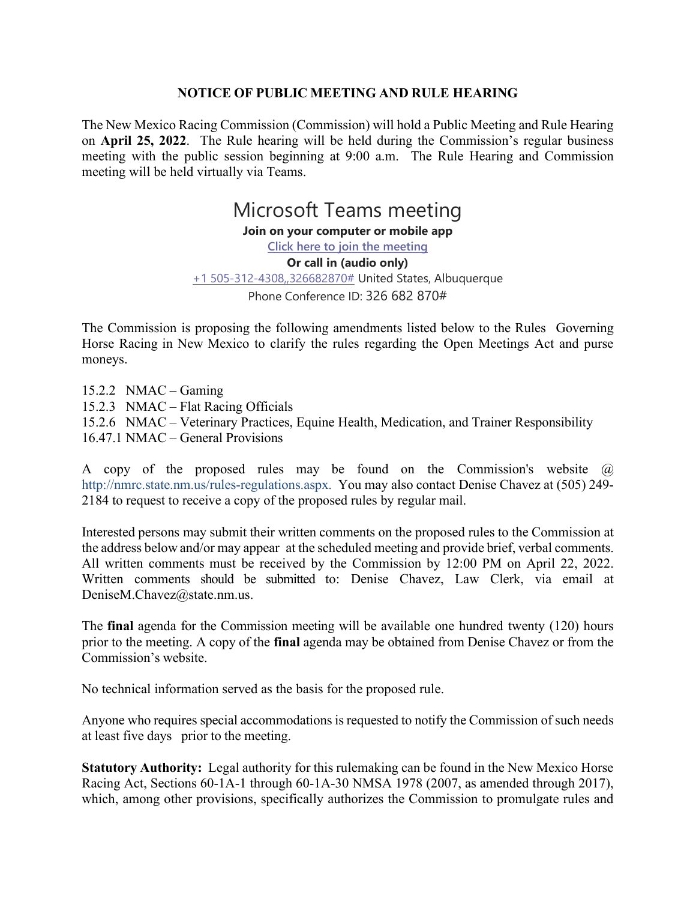## NOTICE OF PUBLIC MEETING AND RULE HEARING

The New Mexico Racing Commission (Commission) will hold a Public Meeting and Rule Hearing on **April 25, 2022**. The Rule hearing will be held during the Commission's regular business meeting with the public session beginning at 9:00 a.m. The Rule Hearing and Commission meeting will be held virtually via Teams.

### Microsoft Teams meeting

**Join on your computer or mobile app**

Click here to join the meeting

**Or call in (audio only)**

+1 505-312-4308,,326682870# United States, Albuquerque

Phone Conference ID: 326 682 870#

The Commission is proposing the following amendments listed below to the Rules Governing Horse Racing in New Mexico to clarify the rules regarding the Open Meetings Act and purse moneys.

15.2.2 NMAC – Gaming
15.2.3 NMAC – Flat Racing Officials
15.2.6 NMAC – Veterinary Practices, Equine Health, Medication, and Trainer Responsibility
16.47.1 NMAC – General Provisions

A copy of the proposed rules may be found on the Commission's website @ http://nmrc.state.nm.us/rules-regulations.aspx. You may also contact Denise Chavez at (505) 249-2184 to request to receive a copy of the proposed rules by regular mail.

Interested persons may submit their written comments on the proposed rules to the Commission at the address below and/or may appear at the scheduled meeting and provide brief, verbal comments. All written comments must be received by the Commission by 12:00 PM on April 22, 2022. Written comments should be submitted to: Denise Chavez, Law Clerk, via email at DeniseM.Chavez@state.nm.us.

The **final** agenda for the Commission meeting will be available one hundred twenty (120) hours prior to the meeting. A copy of the **final** agenda may be obtained from Denise Chavez or from the Commission's website.

No technical information served as the basis for the proposed rule.

Anyone who requires special accommodations is requested to notify the Commission of such needs at least five days prior to the meeting.

**Statutory Authority:** Legal authority for this rulemaking can be found in the New Mexico Horse Racing Act, Sections 60-1A-1 through 60-1A-30 NMSA 1978 (2007, as amended through 2017), which, among other provisions, specifically authorizes the Commission to promulgate rules and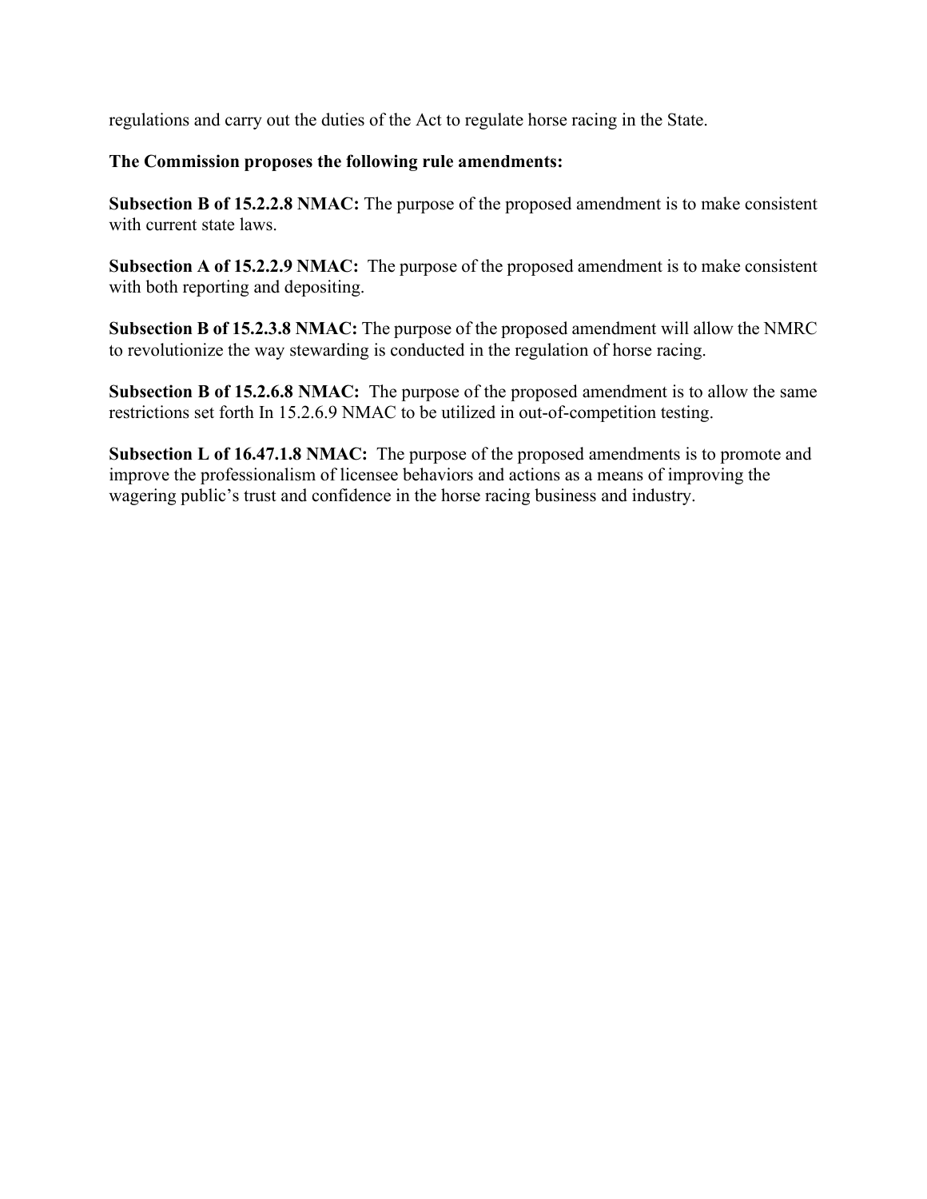regulations and carry out the duties of the Act to regulate horse racing in the State.

**The Commission proposes the following rule amendments:**

**Subsection B of 15.2.2.8 NMAC:** The purpose of the proposed amendment is to make consistent with current state laws.

**Subsection A of 15.2.2.9 NMAC:** The purpose of the proposed amendment is to make consistent with both reporting and depositing.

**Subsection B of 15.2.3.8 NMAC:** The purpose of the proposed amendment will allow the NMRC to revolutionize the way stewarding is conducted in the regulation of horse racing.

**Subsection B of 15.2.6.8 NMAC:** The purpose of the proposed amendment is to allow the same restrictions set forth In 15.2.6.9 NMAC to be utilized in out-of-competition testing.

**Subsection L of 16.47.1.8 NMAC:** The purpose of the proposed amendments is to promote and improve the professionalism of licensee behaviors and actions as a means of improving the wagering public's trust and confidence in the horse racing business and industry.